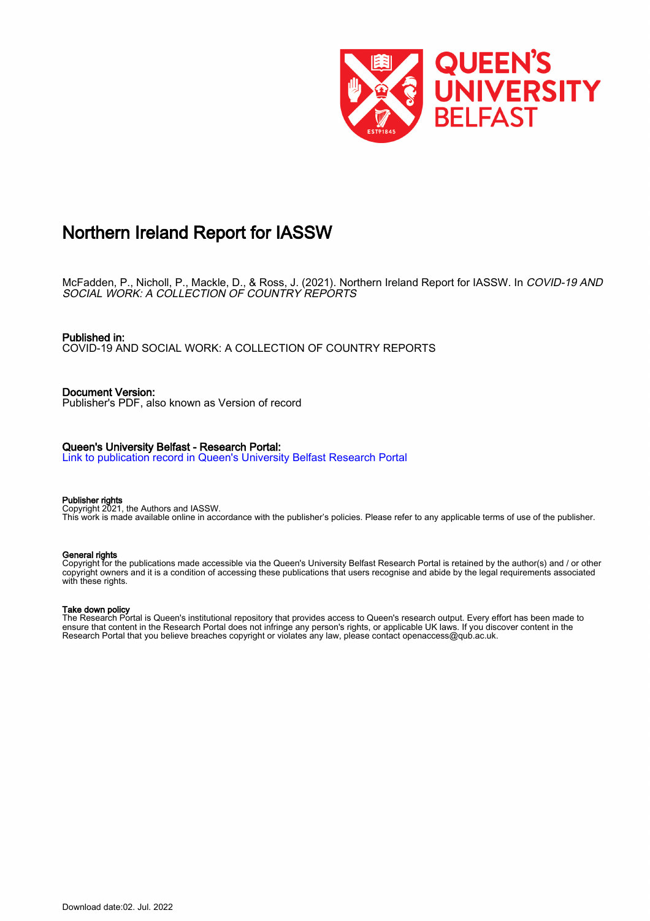# Northern Ireland Report for IASSW

McFadden, P., Nicholl, P., Mackle, D., & Ross, J. (2021). Northern Ireland Report for IASSW. In *COVID-19 AND SOCIAL WORK: A COLLECTION OF COUNTRY REPORTS*

**Published in:**
COVID-19 AND SOCIAL WORK: A COLLECTION OF COUNTRY REPORTS

**Document Version:**
Publisher's PDF, also known as Version of record

**Queen's University Belfast - Research Portal:**
Link to publication record in Queen's University Belfast Research Portal

**Publisher rights**
Copyright 2021, the Authors and IASSW.
This work is made available online in accordance with the publisher's policies. Please refer to any applicable terms of use of the publisher.

**General rights**
Copyright for the publications made accessible via the Queen's University Belfast Research Portal is retained by the author(s) and / or other copyright owners and it is a condition of accessing these publications that users recognise and abide by the legal requirements associated with these rights.

**Take down policy**
The Research Portal is Queen's institutional repository that provides access to Queen's research output. Every effort has been made to ensure that content in the Research Portal does not infringe any person's rights, or applicable UK laws. If you discover content in the Research Portal that you believe breaches copyright or violates any law, please contact openaccess@qub.ac.uk.

Download date:02. Jul. 2022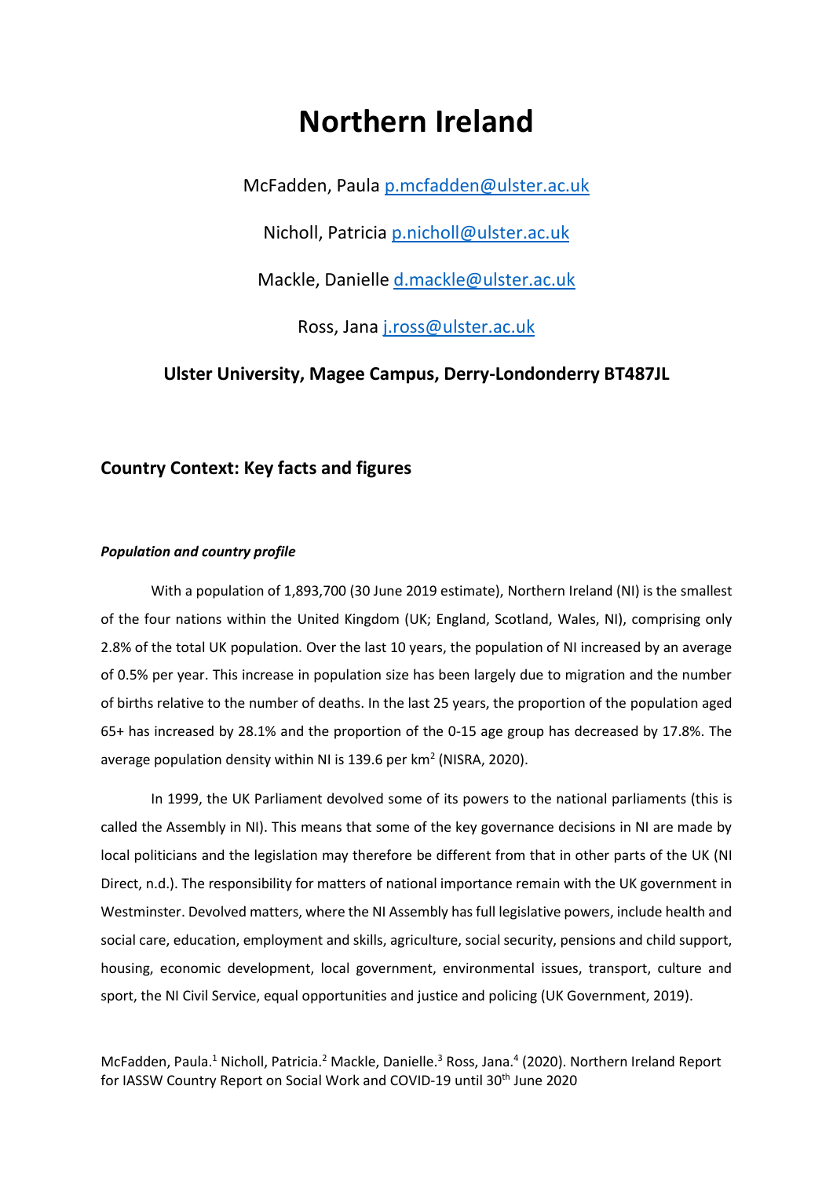# Northern Ireland

McFadden, Paula p.mcfadden@ulster.ac.uk

Nicholl, Patricia p.nicholl@ulster.ac.uk

Mackle, Danielle d.mackle@ulster.ac.uk

Ross, Jana j.ross@ulster.ac.uk

**Ulster University, Magee Campus, Derry-Londonderry BT487JL**

## Country Context: Key facts and figures

***Population and country profile***

With a population of 1,893,700 (30 June 2019 estimate), Northern Ireland (NI) is the smallest of the four nations within the United Kingdom (UK; England, Scotland, Wales, NI), comprising only 2.8% of the total UK population. Over the last 10 years, the population of NI increased by an average of 0.5% per year. This increase in population size has been largely due to migration and the number of births relative to the number of deaths. In the last 25 years, the proportion of the population aged 65+ has increased by 28.1% and the proportion of the 0-15 age group has decreased by 17.8%. The average population density within NI is 139.6 per km$^2$ (NISRA, 2020).

In 1999, the UK Parliament devolved some of its powers to the national parliaments (this is called the Assembly in NI). This means that some of the key governance decisions in NI are made by local politicians and the legislation may therefore be different from that in other parts of the UK (NI Direct, n.d.). The responsibility for matters of national importance remain with the UK government in Westminster. Devolved matters, where the NI Assembly has full legislative powers, include health and social care, education, employment and skills, agriculture, social security, pensions and child support, housing, economic development, local government, environmental issues, transport, culture and sport, the NI Civil Service, equal opportunities and justice and policing (UK Government, 2019).

McFadden, Paula.[1] Nicholl, Patricia.[2] Mackle, Danielle.[3] Ross, Jana.[4] (2020). Northern Ireland Report for IASSW Country Report on Social Work and COVID-19 until 30th June 2020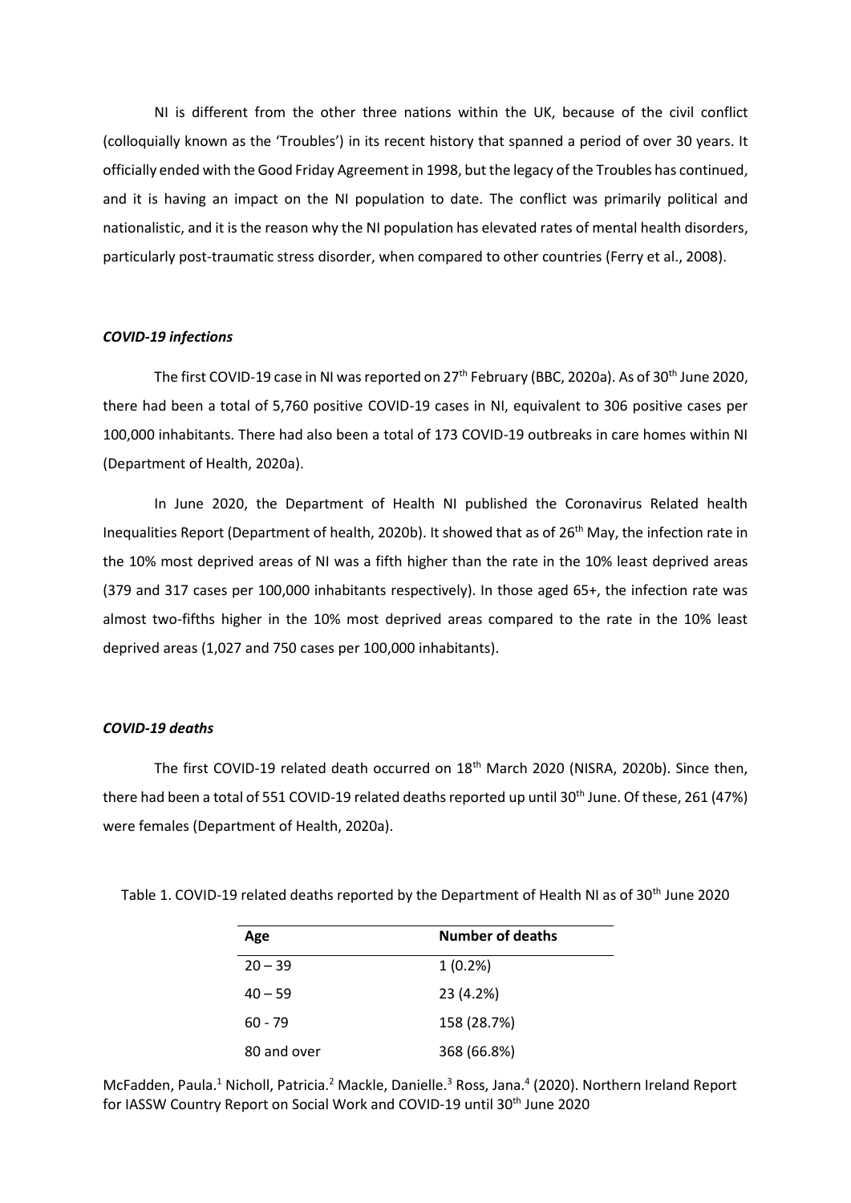NI is different from the other three nations within the UK, because of the civil conflict (colloquially known as the 'Troubles') in its recent history that spanned a period of over 30 years. It officially ended with the Good Friday Agreement in 1998, but the legacy of the Troubles has continued, and it is having an impact on the NI population to date. The conflict was primarily political and nationalistic, and it is the reason why the NI population has elevated rates of mental health disorders, particularly post-traumatic stress disorder, when compared to other countries (Ferry et al., 2008).

### *COVID-19 infections*

The first COVID-19 case in NI was reported on 27th February (BBC, 2020a). As of 30th June 2020, there had been a total of 5,760 positive COVID-19 cases in NI, equivalent to 306 positive cases per 100,000 inhabitants. There had also been a total of 173 COVID-19 outbreaks in care homes within NI (Department of Health, 2020a).

In June 2020, the Department of Health NI published the Coronavirus Related health Inequalities Report (Department of health, 2020b). It showed that as of 26th May, the infection rate in the 10% most deprived areas of NI was a fifth higher than the rate in the 10% least deprived areas (379 and 317 cases per 100,000 inhabitants respectively). In those aged 65+, the infection rate was almost two-fifths higher in the 10% most deprived areas compared to the rate in the 10% least deprived areas (1,027 and 750 cases per 100,000 inhabitants).

### *COVID-19 deaths*

The first COVID-19 related death occurred on 18th March 2020 (NISRA, 2020b). Since then, there had been a total of 551 COVID-19 related deaths reported up until 30th June. Of these, 261 (47%) were females (Department of Health, 2020a).

Table 1. COVID-19 related deaths reported by the Department of Health NI as of 30th June 2020

| Age | Number of deaths |
|---|---|
| 20 – 39 | 1 (0.2%) |
| 40 – 59 | 23 (4.2%) |
| 60 - 79 | 158 (28.7%) |
| 80 and over | 368 (66.8%) |

McFadden, Paula.[1] Nicholl, Patricia.[2] Mackle, Danielle.[3] Ross, Jana.[4] (2020). Northern Ireland Report for IASSW Country Report on Social Work and COVID-19 until 30th June 2020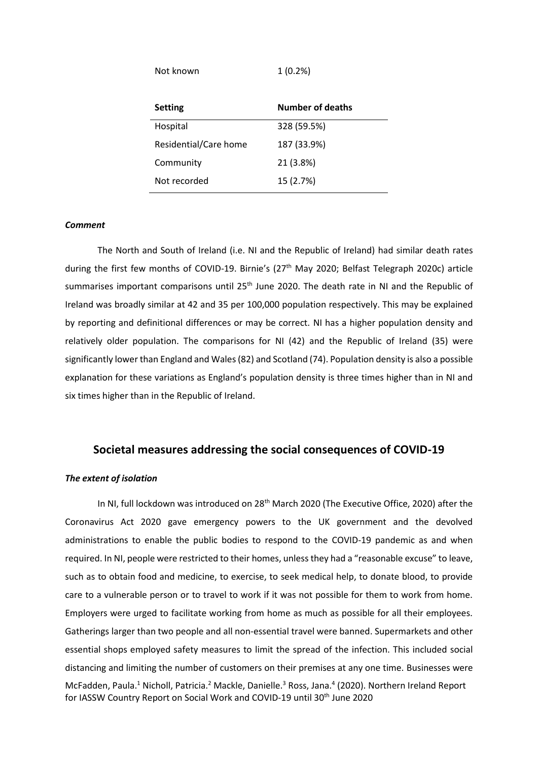| | |
|---|---|
| Not known | 1 (0.2%) |

| Setting | Number of deaths |
|---|---|
| Hospital | 328 (59.5%) |
| Residential/Care home | 187 (33.9%) |
| Community | 21 (3.8%) |
| Not recorded | 15 (2.7%) |

### *Comment*

The North and South of Ireland (i.e. NI and the Republic of Ireland) had similar death rates during the first few months of COVID-19. Birnie's (27th May 2020; Belfast Telegraph 2020c) article summarises important comparisons until 25th June 2020. The death rate in NI and the Republic of Ireland was broadly similar at 42 and 35 per 100,000 population respectively. This may be explained by reporting and definitional differences or may be correct. NI has a higher population density and relatively older population. The comparisons for NI (42) and the Republic of Ireland (35) were significantly lower than England and Wales (82) and Scotland (74). Population density is also a possible explanation for these variations as England's population density is three times higher than in NI and six times higher than in the Republic of Ireland.

## Societal measures addressing the social consequences of COVID-19

### *The extent of isolation*

In NI, full lockdown was introduced on 28th March 2020 (The Executive Office, 2020) after the Coronavirus Act 2020 gave emergency powers to the UK government and the devolved administrations to enable the public bodies to respond to the COVID-19 pandemic as and when required. In NI, people were restricted to their homes, unless they had a "reasonable excuse" to leave, such as to obtain food and medicine, to exercise, to seek medical help, to donate blood, to provide care to a vulnerable person or to travel to work if it was not possible for them to work from home. Employers were urged to facilitate working from home as much as possible for all their employees. Gatherings larger than two people and all non-essential travel were banned. Supermarkets and other essential shops employed safety measures to limit the spread of the infection. This included social distancing and limiting the number of customers on their premises at any one time. Businesses were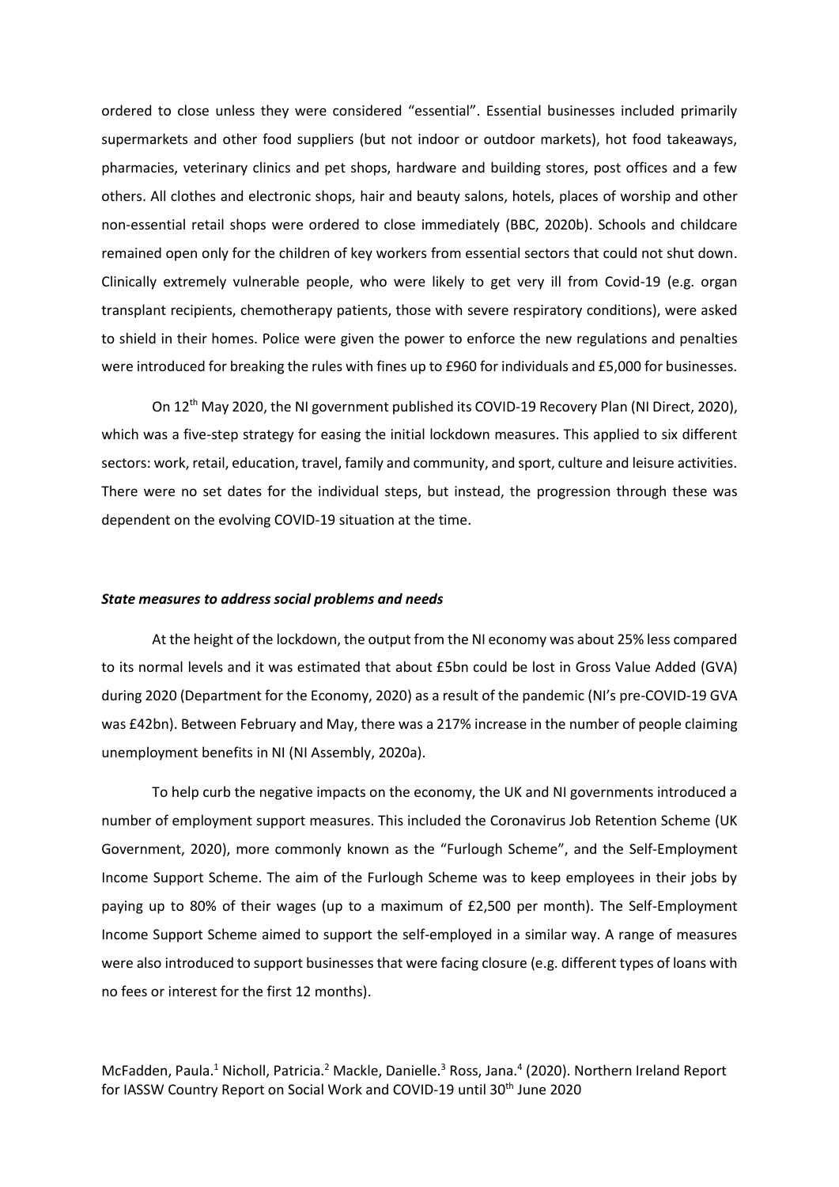ordered to close unless they were considered "essential". Essential businesses included primarily supermarkets and other food suppliers (but not indoor or outdoor markets), hot food takeaways, pharmacies, veterinary clinics and pet shops, hardware and building stores, post offices and a few others. All clothes and electronic shops, hair and beauty salons, hotels, places of worship and other non-essential retail shops were ordered to close immediately (BBC, 2020b). Schools and childcare remained open only for the children of key workers from essential sectors that could not shut down. Clinically extremely vulnerable people, who were likely to get very ill from Covid-19 (e.g. organ transplant recipients, chemotherapy patients, those with severe respiratory conditions), were asked to shield in their homes. Police were given the power to enforce the new regulations and penalties were introduced for breaking the rules with fines up to £960 for individuals and £5,000 for businesses.

On 12th May 2020, the NI government published its COVID-19 Recovery Plan (NI Direct, 2020), which was a five-step strategy for easing the initial lockdown measures. This applied to six different sectors: work, retail, education, travel, family and community, and sport, culture and leisure activities. There were no set dates for the individual steps, but instead, the progression through these was dependent on the evolving COVID-19 situation at the time.

### *State measures to address social problems and needs*

At the height of the lockdown, the output from the NI economy was about 25% less compared to its normal levels and it was estimated that about £5bn could be lost in Gross Value Added (GVA) during 2020 (Department for the Economy, 2020) as a result of the pandemic (NI's pre-COVID-19 GVA was £42bn). Between February and May, there was a 217% increase in the number of people claiming unemployment benefits in NI (NI Assembly, 2020a).

To help curb the negative impacts on the economy, the UK and NI governments introduced a number of employment support measures. This included the Coronavirus Job Retention Scheme (UK Government, 2020), more commonly known as the "Furlough Scheme", and the Self-Employment Income Support Scheme. The aim of the Furlough Scheme was to keep employees in their jobs by paying up to 80% of their wages (up to a maximum of £2,500 per month). The Self-Employment Income Support Scheme aimed to support the self-employed in a similar way. A range of measures were also introduced to support businesses that were facing closure (e.g. different types of loans with no fees or interest for the first 12 months).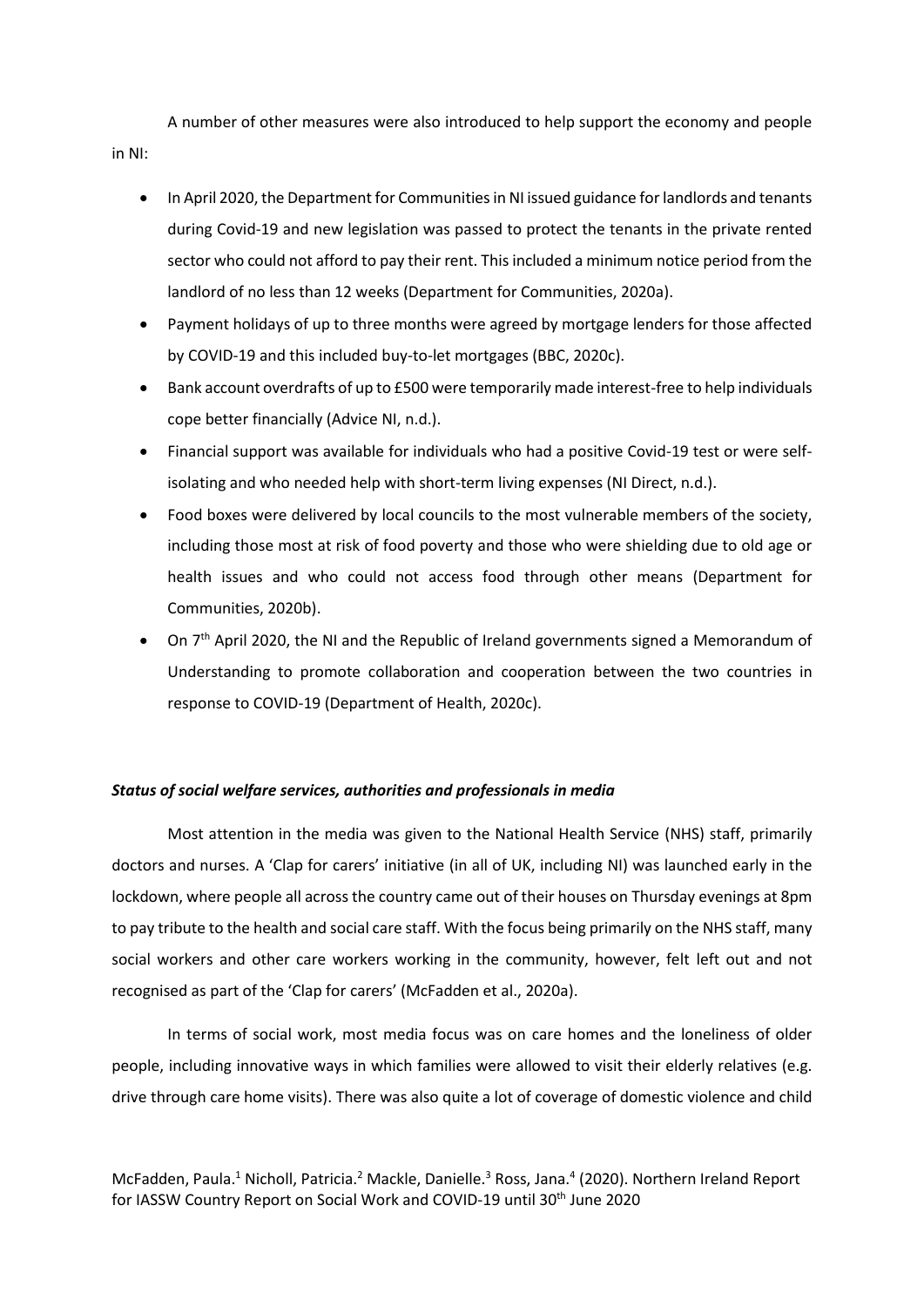A number of other measures were also introduced to help support the economy and people in NI:

- In April 2020, the Department for Communities[3] in NI issued guidance for landlords and tenants during Covid-19 and new legislation was passed to protect the tenants in the private rented sector who could not afford to pay their rent. This included a minimum notice period from the landlord of no less than 12 weeks (Department for Communities, 2020a).
- Payment holidays of up to three months were agreed by mortgage lenders for those affected by COVID-19 and this included buy-to-let mortgages (BBC, 2020c).
- Bank account overdrafts of up to £500 were temporarily made interest-free to help individuals cope better financially (Advice NI, n.d.).
- Financial support was available for individuals who had a positive Covid-19 test or were self-isolating and who needed help with short-term living expenses (NI Direct, n.d.).
- Food boxes were delivered by local councils to the most vulnerable members of the society, including those most at risk of food poverty and those who were shielding due to old age or health issues and who could not access food through other means (Department for Communities, 2020b).
- On 7th April 2020, the NI and the Republic of Ireland governments signed a Memorandum of Understanding to promote collaboration and cooperation between the two countries in response to COVID-19 (Department of Health, 2020c).

***Status of social welfare services, authorities and professionals in media***

Most attention in the media was given to the National Health Service (NHS) staff, primarily doctors and nurses. A 'Clap for carers' initiative (in all of UK, including NI) was launched early in the lockdown, where people all across the country came out of their houses on Thursday evenings at 8pm to pay tribute to the health and social care staff. With the focus being primarily on the NHS staff, many social workers and other care workers working in the community, however, felt left out and not recognised as part of the 'Clap for carers' (McFadden et al., 2020a).

In terms of social work, most media focus was on care homes and the loneliness of older people, including innovative ways in which families were allowed to visit their elderly relatives (e.g. drive through care home visits). There was also quite a lot of coverage of domestic violence and child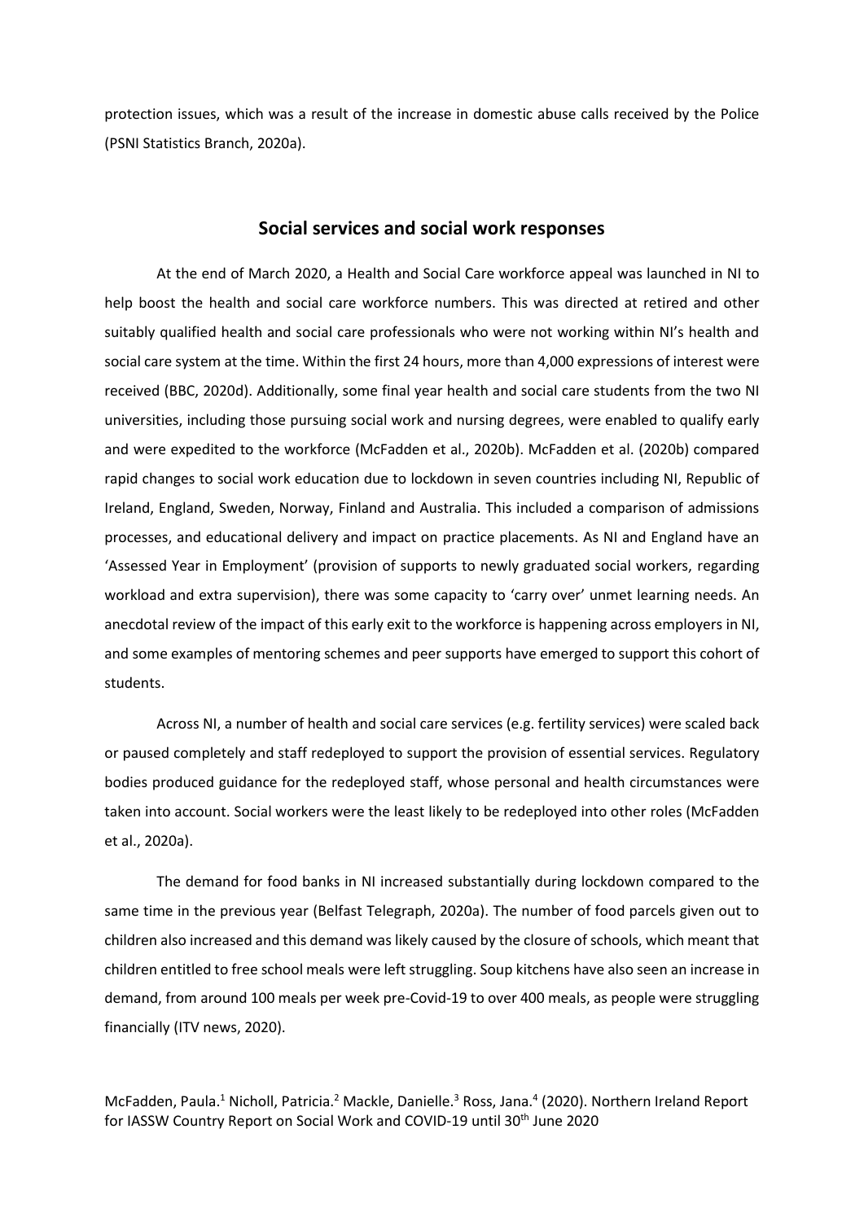protection issues, which was a result of the increase in domestic abuse calls received by the Police (PSNI Statistics Branch, 2020a).

## Social services and social work responses

At the end of March 2020, a Health and Social Care workforce appeal was launched in NI to help boost the health and social care workforce numbers. This was directed at retired and other suitably qualified health and social care professionals who were not working within NI's health and social care system at the time. Within the first 24 hours, more than 4,000 expressions of interest were received (BBC, 2020d). Additionally, some final year health and social care students from the two NI universities, including those pursuing social work and nursing degrees, were enabled to qualify early and were expedited to the workforce (McFadden et al., 2020b). McFadden et al. (2020b) compared rapid changes to social work education due to lockdown in seven countries including NI, Republic of Ireland, England, Sweden, Norway, Finland and Australia. This included a comparison of admissions processes, and educational delivery and impact on practice placements. As NI and England have an 'Assessed Year in Employment' (provision of supports to newly graduated social workers, regarding workload and extra supervision), there was some capacity to 'carry over' unmet learning needs. An anecdotal review of the impact of this early exit to the workforce is happening across employers in NI, and some examples of mentoring schemes and peer supports have emerged to support this cohort of students.

Across NI, a number of health and social care services (e.g. fertility services) were scaled back or paused completely and staff redeployed to support the provision of essential services. Regulatory bodies produced guidance for the redeployed staff, whose personal and health circumstances were taken into account. Social workers were the least likely to be redeployed into other roles (McFadden et al., 2020a).

The demand for food banks in NI increased substantially during lockdown compared to the same time in the previous year (Belfast Telegraph, 2020a). The number of food parcels given out to children also increased and this demand was likely caused by the closure of schools, which meant that children entitled to free school meals were left struggling. Soup kitchens have also seen an increase in demand, from around 100 meals per week pre-Covid-19 to over 400 meals, as people were struggling financially (ITV news, 2020).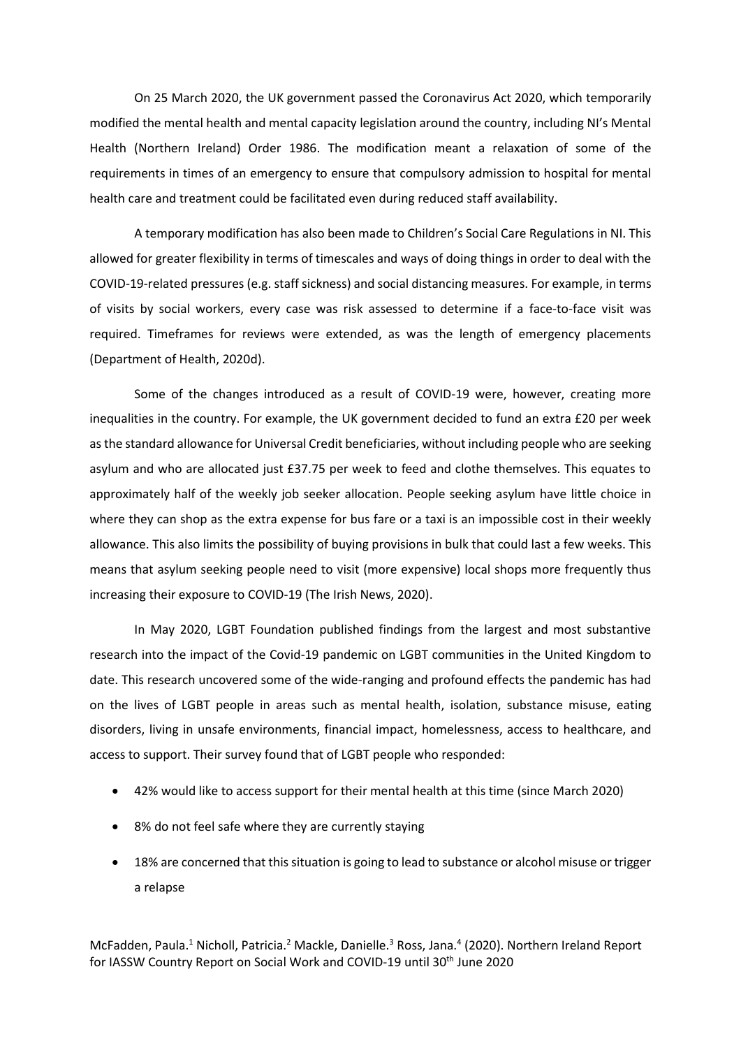On 25 March 2020, the UK government passed the Coronavirus Act 2020, which temporarily modified the mental health and mental capacity legislation around the country, including NI's Mental Health (Northern Ireland) Order 1986. The modification meant a relaxation of some of the requirements in times of an emergency to ensure that compulsory admission to hospital for mental health care and treatment could be facilitated even during reduced staff availability.

A temporary modification has also been made to Children's Social Care Regulations in NI. This allowed for greater flexibility in terms of timescales and ways of doing things in order to deal with the COVID-19-related pressures (e.g. staff sickness) and social distancing measures. For example, in terms of visits by social workers, every case was risk assessed to determine if a face-to-face visit was required. Timeframes for reviews were extended, as was the length of emergency placements (Department of Health, 2020d).

Some of the changes introduced as a result of COVID-19 were, however, creating more inequalities in the country. For example, the UK government decided to fund an extra £20 per week as the standard allowance for Universal Credit beneficiaries, without including people who are seeking asylum and who are allocated just £37.75 per week to feed and clothe themselves. This equates to approximately half of the weekly job seeker allocation. People seeking asylum have little choice in where they can shop as the extra expense for bus fare or a taxi is an impossible cost in their weekly allowance. This also limits the possibility of buying provisions in bulk that could last a few weeks. This means that asylum seeking people need to visit (more expensive) local shops more frequently thus increasing their exposure to COVID-19 (The Irish News, 2020).

In May 2020, LGBT Foundation published findings from the largest and most substantive research into the impact of the Covid-19 pandemic on LGBT communities in the United Kingdom to date. This research uncovered some of the wide-ranging and profound effects the pandemic has had on the lives of LGBT people in areas such as mental health, isolation, substance misuse, eating disorders, living in unsafe environments, financial impact, homelessness, access to healthcare, and access to support. Their survey found that of LGBT people who responded:

- 42% would like to access support for their mental health at this time (since March 2020)
- 8% do not feel safe where they are currently staying
- 18% are concerned that this situation is going to lead to substance or alcohol misuse or trigger a relapse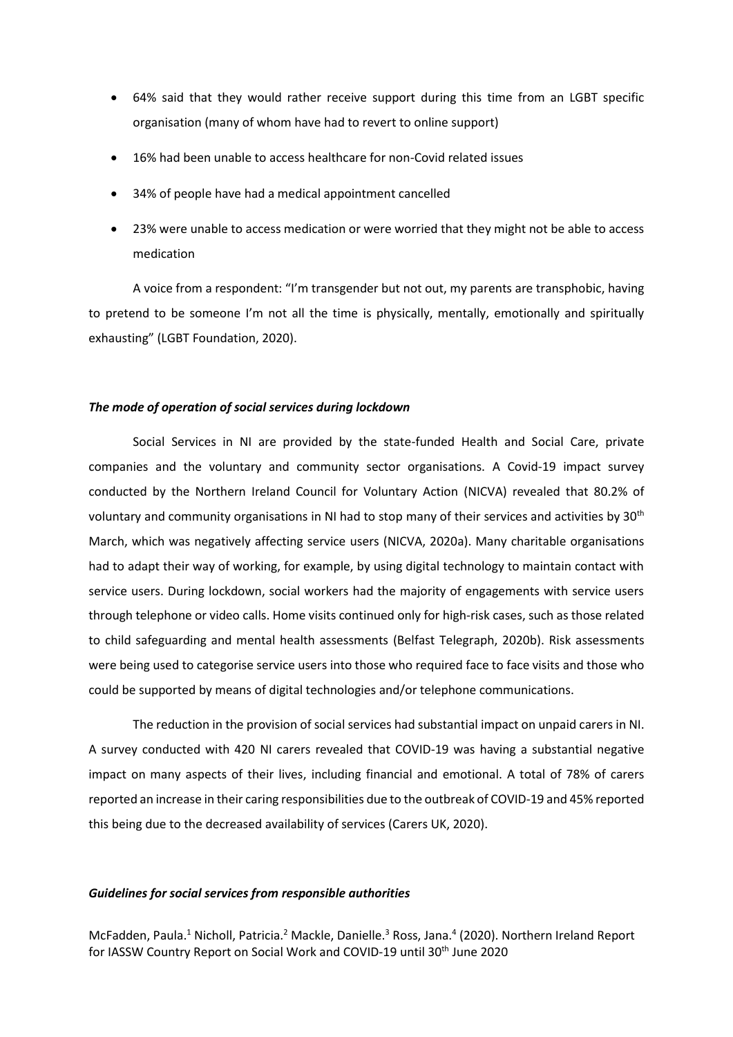- 64% said that they would rather receive support during this time from an LGBT specific organisation (many of whom have had to revert to online support)
- 16% had been unable to access healthcare for non-Covid related issues
- 34% of people have had a medical appointment cancelled
- 23% were unable to access medication or were worried that they might not be able to access medication

A voice from a respondent: "I'm transgender but not out, my parents are transphobic, having to pretend to be someone I'm not all the time is physically, mentally, emotionally and spiritually exhausting" (LGBT Foundation, 2020).

***The mode of operation of social services during lockdown***

Social Services in NI are provided by the state-funded Health and Social Care, private companies and the voluntary and community sector organisations. A Covid-19 impact survey conducted by the Northern Ireland Council for Voluntary Action (NICVA) revealed that 80.2% of voluntary and community organisations in NI had to stop many of their services and activities by 30th March, which was negatively affecting service users (NICVA, 2020a). Many charitable organisations had to adapt their way of working, for example, by using digital technology to maintain contact with service users. During lockdown, social workers had the majority of engagements with service users through telephone or video calls. Home visits continued only for high-risk cases, such as those related to child safeguarding and mental health assessments (Belfast Telegraph, 2020b). Risk assessments were being used to categorise service users into those who required face to face visits and those who could be supported by means of digital technologies and/or telephone communications.

The reduction in the provision of social services had substantial impact on unpaid carers in NI. A survey conducted with 420 NI carers revealed that COVID-19 was having a substantial negative impact on many aspects of their lives, including financial and emotional. A total of 78% of carers reported an increase in their caring responsibilities due to the outbreak of COVID-19 and 45% reported this being due to the decreased availability of services (Carers UK, 2020).

***Guidelines for social services from responsible authorities***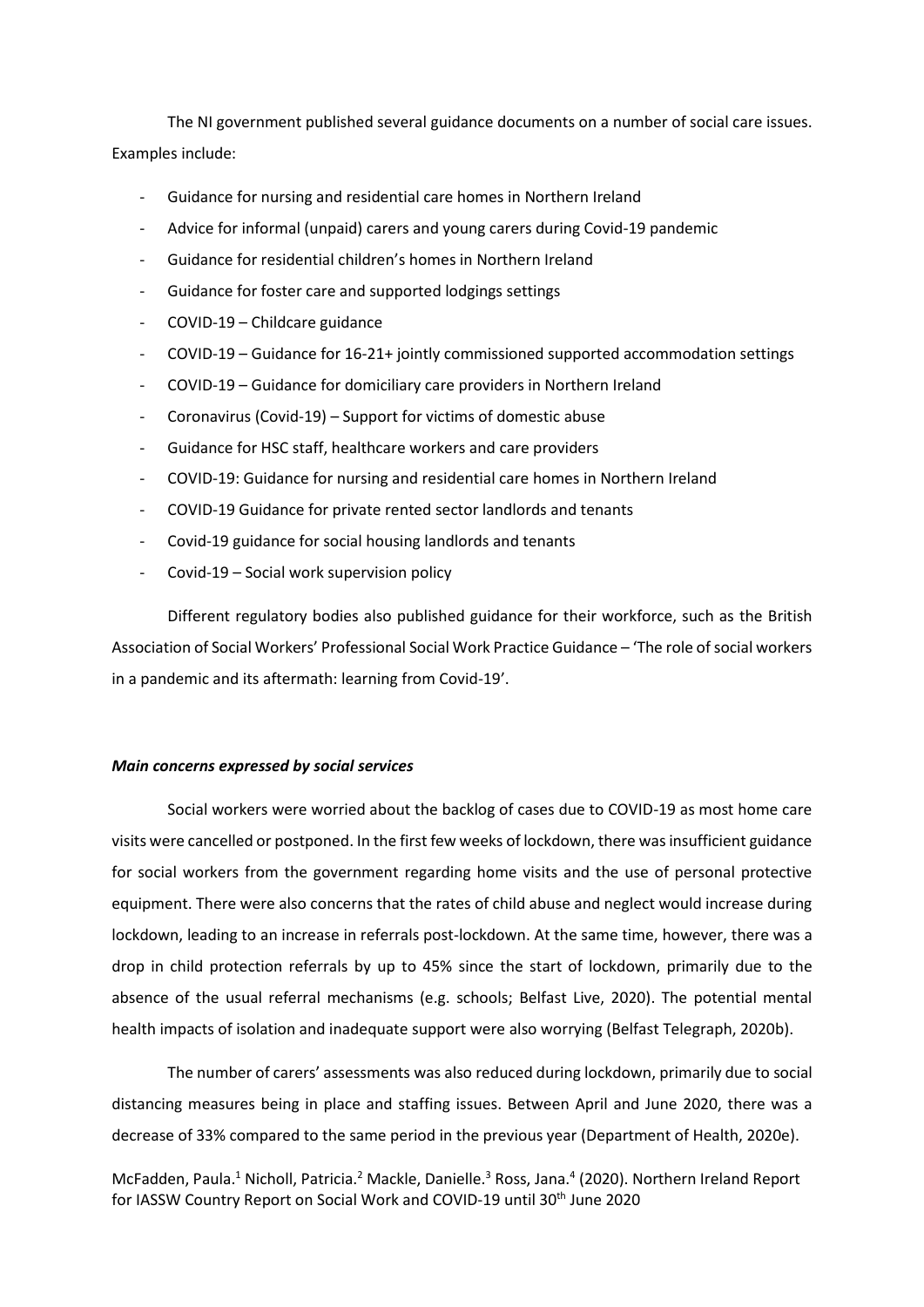The NI government published several guidance documents on a number of social care issues. Examples include:

- Guidance for nursing and residential care homes in Northern Ireland
- Advice for informal (unpaid) carers and young carers during Covid-19 pandemic
- Guidance for residential children's homes in Northern Ireland
- Guidance for foster care and supported lodgings settings
- COVID-19 – Childcare guidance
- COVID-19 – Guidance for 16-21+ jointly commissioned supported accommodation settings
- COVID-19 – Guidance for domiciliary care providers in Northern Ireland
- Coronavirus (Covid-19) – Support for victims of domestic abuse
- Guidance for HSC staff, healthcare workers and care providers
- COVID-19: Guidance for nursing and residential care homes in Northern Ireland
- COVID-19 Guidance for private rented sector landlords and tenants
- Covid-19 guidance for social housing landlords and tenants
- Covid-19 – Social work supervision policy

Different regulatory bodies also published guidance for their workforce, such as the British Association of Social Workers' Professional Social Work Practice Guidance – 'The role of social workers in a pandemic and its aftermath: learning from Covid-19'.

***Main concerns expressed by social services***

Social workers were worried about the backlog of cases due to COVID-19 as most home care visits were cancelled or postponed. In the first few weeks of lockdown, there was insufficient guidance for social workers from the government regarding home visits and the use of personal protective equipment. There were also concerns that the rates of child abuse and neglect would increase during lockdown, leading to an increase in referrals post-lockdown. At the same time, however, there was a drop in child protection referrals by up to 45% since the start of lockdown, primarily due to the absence of the usual referral mechanisms (e.g. schools; Belfast Live, 2020). The potential mental health impacts of isolation and inadequate support were also worrying (Belfast Telegraph, 2020b).

The number of carers' assessments was also reduced during lockdown, primarily due to social distancing measures being in place and staffing issues. Between April and June 2020, there was a decrease of 33% compared to the same period in the previous year (Department of Health, 2020e).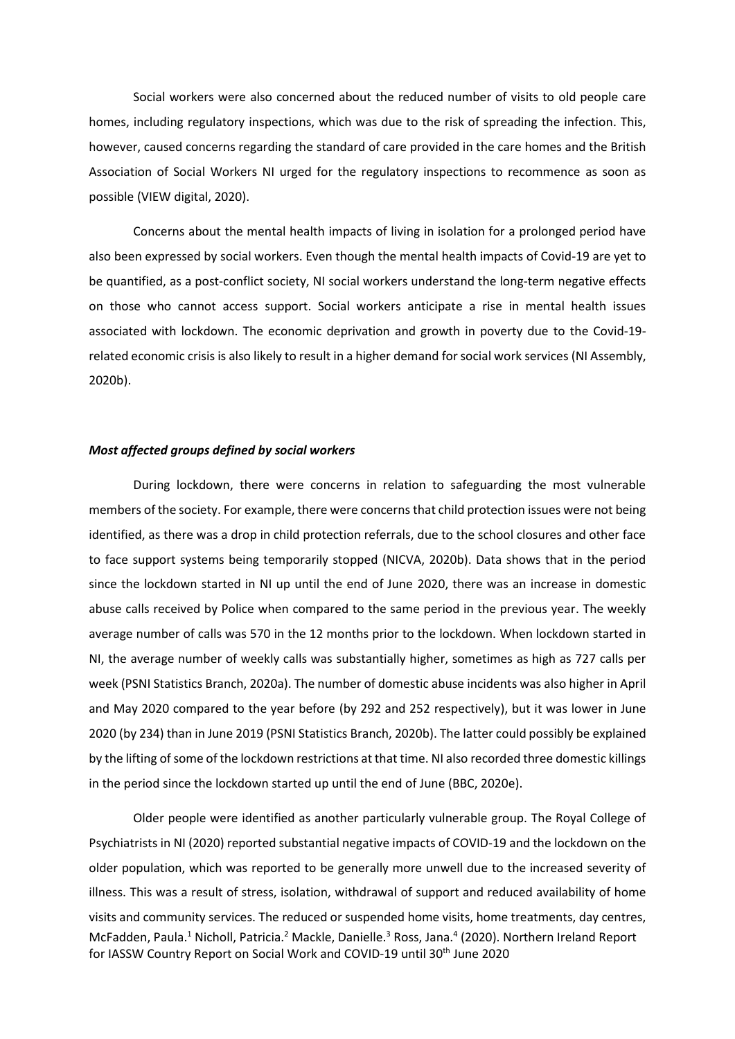Social workers were also concerned about the reduced number of visits to old people care homes, including regulatory inspections, which was due to the risk of spreading the infection. This, however, caused concerns regarding the standard of care provided in the care homes and the British Association of Social Workers NI urged for the regulatory inspections to recommence as soon as possible (VIEW digital, 2020).

Concerns about the mental health impacts of living in isolation for a prolonged period have also been expressed by social workers. Even though the mental health impacts of Covid-19 are yet to be quantified, as a post-conflict society, NI social workers understand the long-term negative effects on those who cannot access support. Social workers anticipate a rise in mental health issues associated with lockdown. The economic deprivation and growth in poverty due to the Covid-19-related economic crisis is also likely to result in a higher demand for social work services (NI Assembly, 2020b).

***Most affected groups defined by social workers***

During lockdown, there were concerns in relation to safeguarding the most vulnerable members of the society. For example, there were concerns that child protection issues were not being identified, as there was a drop in child protection referrals, due to the school closures and other face to face support systems being temporarily stopped (NICVA, 2020b). Data shows that in the period since the lockdown started in NI up until the end of June 2020, there was an increase in domestic abuse calls received by Police when compared to the same period in the previous year. The weekly average number of calls was 570 in the 12 months prior to the lockdown. When lockdown started in NI, the average number of weekly calls was substantially higher, sometimes as high as 727 calls per week (PSNI Statistics Branch, 2020a). The number of domestic abuse incidents was also higher in April and May 2020 compared to the year before (by 292 and 252 respectively), but it was lower in June 2020 (by 234) than in June 2019 (PSNI Statistics Branch, 2020b). The latter could possibly be explained by the lifting of some of the lockdown restrictions at that time. NI also recorded three domestic killings in the period since the lockdown started up until the end of June (BBC, 2020e).

Older people were identified as another particularly vulnerable group. The Royal College of Psychiatrists in NI (2020) reported substantial negative impacts of COVID-19 and the lockdown on the older population, which was reported to be generally more unwell due to the increased severity of illness. This was a result of stress, isolation, withdrawal of support and reduced availability of home visits and community services. The reduced or suspended home visits, home treatments, day centres,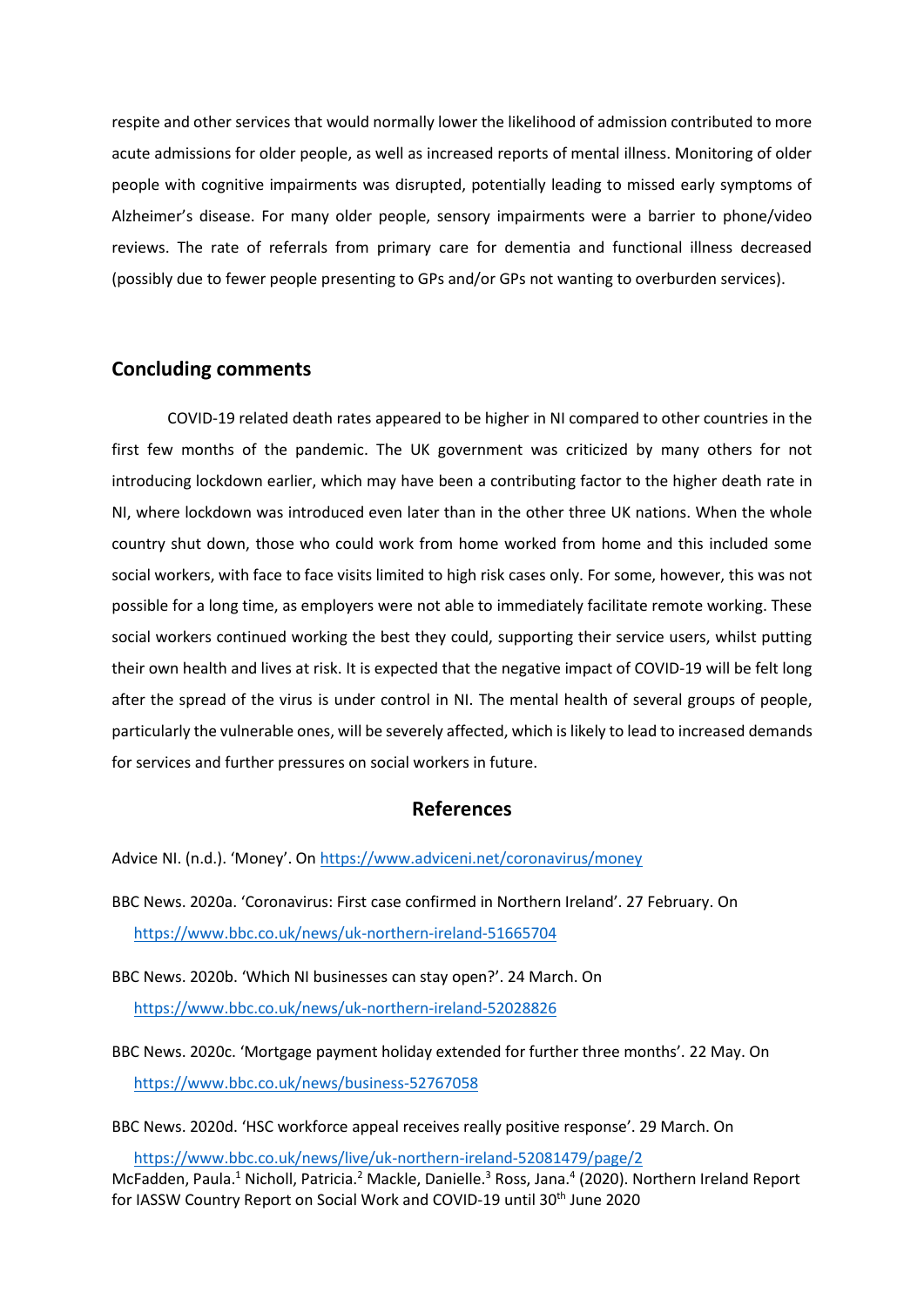respite and other services that would normally lower the likelihood of admission contributed to more acute admissions for older people, as well as increased reports of mental illness. Monitoring of older people with cognitive impairments was disrupted, potentially leading to missed early symptoms of Alzheimer's disease. For many older people, sensory impairments were a barrier to phone/video reviews. The rate of referrals from primary care for dementia and functional illness decreased (possibly due to fewer people presenting to GPs and/or GPs not wanting to overburden services).

## Concluding comments

COVID-19 related death rates appeared to be higher in NI compared to other countries in the first few months of the pandemic. The UK government was criticized by many others for not introducing lockdown earlier, which may have been a contributing factor to the higher death rate in NI, where lockdown was introduced even later than in the other three UK nations. When the whole country shut down, those who could work from home worked from home and this included some social workers, with face to face visits limited to high risk cases only. For some, however, this was not possible for a long time, as employers were not able to immediately facilitate remote working. These social workers continued working the best they could, supporting their service users, whilst putting their own health and lives at risk. It is expected that the negative impact of COVID-19 will be felt long after the spread of the virus is under control in NI. The mental health of several groups of people, particularly the vulnerable ones, will be severely affected, which is likely to lead to increased demands for services and further pressures on social workers in future.

## References

Advice NI. (n.d.). 'Money'. On https://www.adviceni.net/coronavirus/money

BBC News. 2020a. 'Coronavirus: First case confirmed in Northern Ireland'. 27 February. On https://www.bbc.co.uk/news/uk-northern-ireland-51665704

BBC News. 2020b. 'Which NI businesses can stay open?'. 24 March. On https://www.bbc.co.uk/news/uk-northern-ireland-52028826

BBC News. 2020c. 'Mortgage payment holiday extended for further three months'. 22 May. On https://www.bbc.co.uk/news/business-52767058

BBC News. 2020d. 'HSC workforce appeal receives really positive response'. 29 March. On https://www.bbc.co.uk/news/live/uk-northern-ireland-52081479/page/2

McFadden, Paula.[1] Nicholl, Patricia.[2] Mackle, Danielle.[3] Ross, Jana.[4] (2020). Northern Ireland Report for IASSW Country Report on Social Work and COVID-19 until 30th June 2020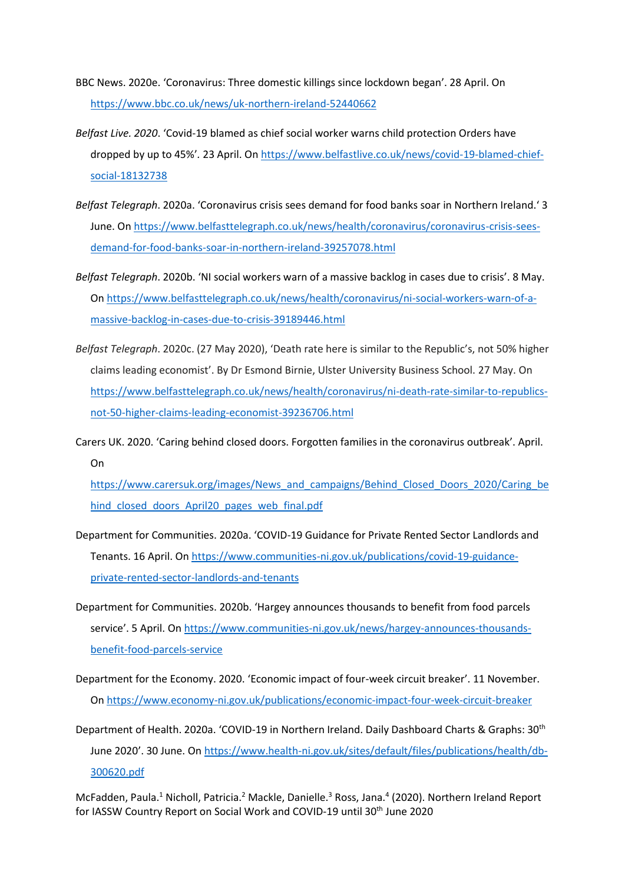BBC News. 2020e. 'Coronavirus: Three domestic killings since lockdown began'. 28 April. On https://www.bbc.co.uk/news/uk-northern-ireland-52440662

*Belfast Live. 2020*. 'Covid-19 blamed as chief social worker warns child protection Orders have dropped by up to 45%'. 23 April. On https://www.belfastlive.co.uk/news/covid-19-blamed-chief-social-18132738

*Belfast Telegraph*. 2020a. 'Coronavirus crisis sees demand for food banks soar in Northern Ireland.' 3 June. On https://www.belfasttelegraph.co.uk/news/health/coronavirus/coronavirus-crisis-sees-demand-for-food-banks-soar-in-northern-ireland-39257078.html

*Belfast Telegraph*. 2020b. 'NI social workers warn of a massive backlog in cases due to crisis'. 8 May. On https://www.belfasttelegraph.co.uk/news/health/coronavirus/ni-social-workers-warn-of-a-massive-backlog-in-cases-due-to-crisis-39189446.html

*Belfast Telegraph*. 2020c. (27 May 2020), 'Death rate here is similar to the Republic's, not 50% higher claims leading economist'. By Dr Esmond Birnie, Ulster University Business School. 27 May. On https://www.belfasttelegraph.co.uk/news/health/coronavirus/ni-death-rate-similar-to-republics-not-50-higher-claims-leading-economist-39236706.html

Carers UK. 2020. 'Caring behind closed doors. Forgotten families in the coronavirus outbreak'. April. On https://www.carersuk.org/images/News_and_campaigns/Behind_Closed_Doors_2020/Caring_behind_closed_doors_April20_pages_web_final.pdf

Department for Communities. 2020a. 'COVID-19 Guidance for Private Rented Sector Landlords and Tenants. 16 April. On https://www.communities-ni.gov.uk/publications/covid-19-guidance-private-rented-sector-landlords-and-tenants

Department for Communities. 2020b. 'Hargey announces thousands to benefit from food parcels service'. 5 April. On https://www.communities-ni.gov.uk/news/hargey-announces-thousands-benefit-food-parcels-service

Department for the Economy. 2020. 'Economic impact of four-week circuit breaker'. 11 November. On https://www.economy-ni.gov.uk/publications/economic-impact-four-week-circuit-breaker

Department of Health. 2020a. 'COVID-19 in Northern Ireland. Daily Dashboard Charts & Graphs: 30th June 2020'. 30 June. On https://www.health-ni.gov.uk/sites/default/files/publications/health/db-300620.pdf

McFadden, Paula.[1] Nicholl, Patricia.[2] Mackle, Danielle.[3] Ross, Jana.[4] (2020). Northern Ireland Report for IASSW Country Report on Social Work and COVID-19 until 30th June 2020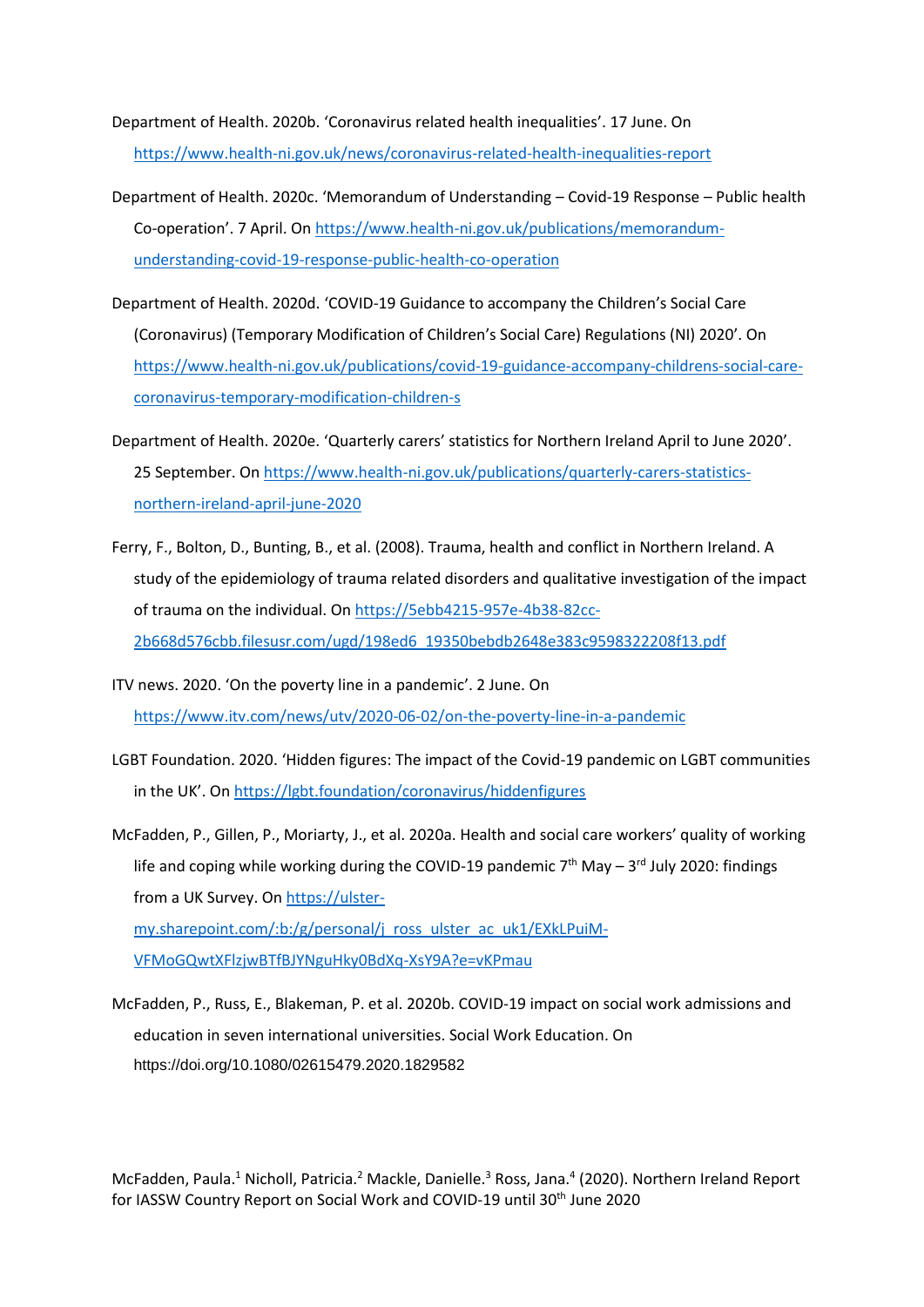Department of Health. 2020b. 'Coronavirus related health inequalities'. 17 June. On https://www.health-ni.gov.uk/news/coronavirus-related-health-inequalities-report

Department of Health. 2020c. 'Memorandum of Understanding – Covid-19 Response – Public health Co-operation'. 7 April. On https://www.health-ni.gov.uk/publications/memorandum-understanding-covid-19-response-public-health-co-operation

Department of Health. 2020d. 'COVID-19 Guidance to accompany the Children's Social Care (Coronavirus) (Temporary Modification of Children's Social Care) Regulations (NI) 2020'. On https://www.health-ni.gov.uk/publications/covid-19-guidance-accompany-childrens-social-care-coronavirus-temporary-modification-children-s

Department of Health. 2020e. 'Quarterly carers' statistics for Northern Ireland April to June 2020'. 25 September. On https://www.health-ni.gov.uk/publications/quarterly-carers-statistics-northern-ireland-april-june-2020

Ferry, F., Bolton, D., Bunting, B., et al. (2008). Trauma, health and conflict in Northern Ireland. A study of the epidemiology of trauma related disorders and qualitative investigation of the impact of trauma on the individual. On https://5ebb4215-957e-4b38-82cc-2b668d576cbb.filesusr.com/ugd/198ed6_19350bebdb2648e383c9598322208f13.pdf

ITV news. 2020. 'On the poverty line in a pandemic'. 2 June. On https://www.itv.com/news/utv/2020-06-02/on-the-poverty-line-in-a-pandemic

LGBT Foundation. 2020. 'Hidden figures: The impact of the Covid-19 pandemic on LGBT communities in the UK'. On https://lgbt.foundation/coronavirus/hiddenfigures

McFadden, P., Gillen, P., Moriarty, J., et al. 2020a. Health and social care workers' quality of working life and coping while working during the COVID-19 pandemic 7th May – 3rd July 2020: findings from a UK Survey. On https://ulster-my.sharepoint.com/:b:/g/personal/j_ross_ulster_ac_uk1/EXkLPuiM-VFMoGQwtXFlzjwBTfBJYNguHky0BdXq-XsY9A?e=vKPmau

McFadden, P., Russ, E., Blakeman, P. et al. 2020b. COVID-19 impact on social work admissions and education in seven international universities. Social Work Education. On https://doi.org/10.1080/02615479.2020.1829582

McFadden, Paula.[1] Nicholl, Patricia.[2] Mackle, Danielle.[3] Ross, Jana.[4] (2020). Northern Ireland Report for IASSW Country Report on Social Work and COVID-19 until 30th June 2020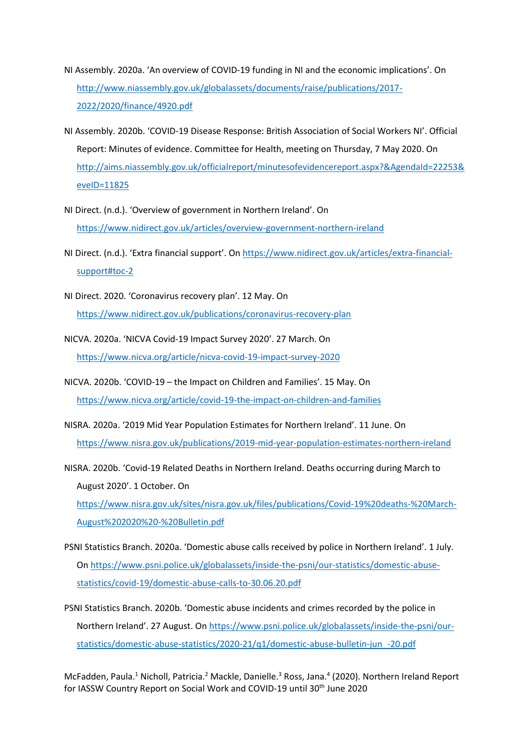NI Assembly. 2020a. 'An overview of COVID-19 funding in NI and the economic implications'. On http://www.niassembly.gov.uk/globalassets/documents/raise/publications/2017-2022/2020/finance/4920.pdf

NI Assembly. 2020b. 'COVID-19 Disease Response: British Association of Social Workers NI'. Official Report: Minutes of evidence. Committee for Health, meeting on Thursday, 7 May 2020. On http://aims.niassembly.gov.uk/officialreport/minutesofevidencereport.aspx?&AgendaId=22253&eveID=11825

NI Direct. (n.d.). 'Overview of government in Northern Ireland'. On https://www.nidirect.gov.uk/articles/overview-government-northern-ireland

NI Direct. (n.d.). 'Extra financial support'. On https://www.nidirect.gov.uk/articles/extra-financial-support#toc-2

NI Direct. 2020. 'Coronavirus recovery plan'. 12 May. On https://www.nidirect.gov.uk/publications/coronavirus-recovery-plan

NICVA. 2020a. 'NICVA Covid-19 Impact Survey 2020'. 27 March. On https://www.nicva.org/article/nicva-covid-19-impact-survey-2020

NICVA. 2020b. 'COVID-19 – the Impact on Children and Families'. 15 May. On https://www.nicva.org/article/covid-19-the-impact-on-children-and-families

NISRA. 2020a. '2019 Mid Year Population Estimates for Northern Ireland'. 11 June. On https://www.nisra.gov.uk/publications/2019-mid-year-population-estimates-northern-ireland

NISRA. 2020b. 'Covid-19 Related Deaths in Northern Ireland. Deaths occurring during March to August 2020'. 1 October. On https://www.nisra.gov.uk/sites/nisra.gov.uk/files/publications/Covid-19%20deaths-%20March-August%202020%20-%20Bulletin.pdf

PSNI Statistics Branch. 2020a. 'Domestic abuse calls received by police in Northern Ireland'. 1 July. On https://www.psni.police.uk/globalassets/inside-the-psni/our-statistics/domestic-abuse-statistics/covid-19/domestic-abuse-calls-to-30.06.20.pdf

PSNI Statistics Branch. 2020b. 'Domestic abuse incidents and crimes recorded by the police in Northern Ireland'. 27 August. On https://www.psni.police.uk/globalassets/inside-the-psni/our-statistics/domestic-abuse-statistics/2020-21/q1/domestic-abuse-bulletin-jun_-20.pdf

McFadden, Paula.[1] Nicholl, Patricia.[2] Mackle, Danielle.[3] Ross, Jana.[4] (2020). Northern Ireland Report for IASSW Country Report on Social Work and COVID-19 until 30th June 2020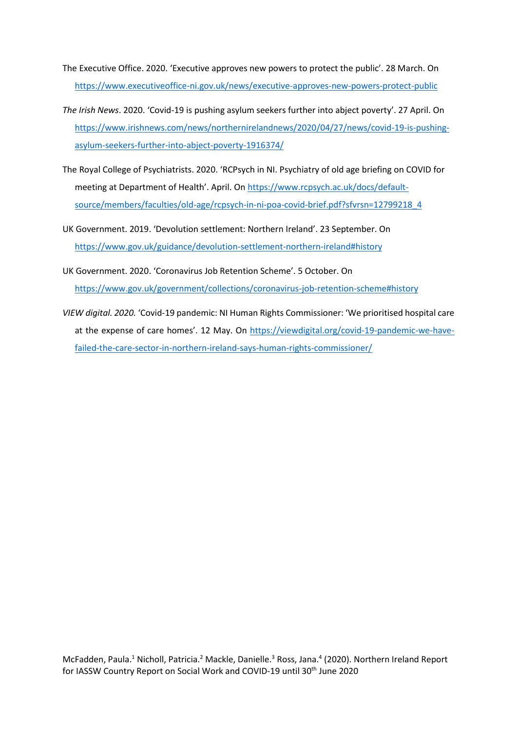The Executive Office. 2020. 'Executive approves new powers to protect the public'. 28 March. On https://www.executiveoffice-ni.gov.uk/news/executive-approves-new-powers-protect-public

*The Irish News*. 2020. 'Covid-19 is pushing asylum seekers further into abject poverty'. 27 April. On https://www.irishnews.com/news/northernirelandnews/2020/04/27/news/covid-19-is-pushing-asylum-seekers-further-into-abject-poverty-1916374/

The Royal College of Psychiatrists. 2020. 'RCPsych in NI. Psychiatry of old age briefing on COVID for meeting at Department of Health'. April. On https://www.rcpsych.ac.uk/docs/default-source/members/faculties/old-age/rcpsych-in-ni-poa-covid-brief.pdf?sfvrsn=12799218_4

UK Government. 2019. 'Devolution settlement: Northern Ireland'. 23 September. On https://www.gov.uk/guidance/devolution-settlement-northern-ireland#history

UK Government. 2020. 'Coronavirus Job Retention Scheme'. 5 October. On https://www.gov.uk/government/collections/coronavirus-job-retention-scheme#history

*VIEW digital. 2020.* 'Covid-19 pandemic: NI Human Rights Commissioner: 'We prioritised hospital care at the expense of care homes'. 12 May. On https://viewdigital.org/covid-19-pandemic-we-have-failed-the-care-sector-in-northern-ireland-says-human-rights-commissioner/